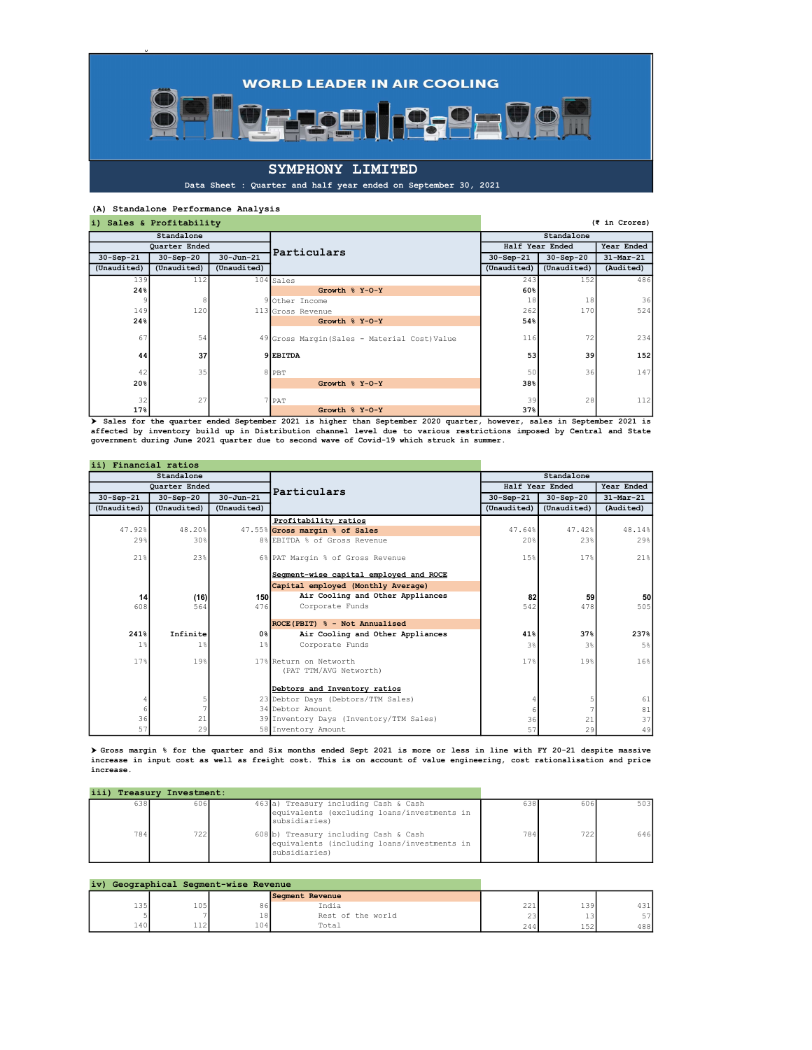# WORLD LEADER IN AIR COOLING

## SYMPHONY LIMITED

Data Sheet : Quarter and half year ended on September 30, 2021

### (A) Standalone Performance Analysis

#### i) Sales & Profitability

(₹ in Crores)

| Standalone | | | Particulars | Standalone | | |
|---|---|---|---|---|---|---|
| Quarter Ended | | | | Half Year Ended | | Year Ended |
| 30-Sep-21 | 30-Sep-20 | 30-Jun-21 | | 30-Sep-21 | 30-Sep-20 | 31-Mar-21 |
| (Unaudited) | (Unaudited) | (Unaudited) | | (Unaudited) | (Unaudited) | (Audited) |
| 139 | 112 | 104 | Sales | 243 | 152 | 486 |
| **24%** | | | **Growth % Y-O-Y** | **60%** | | |
| 9 | 8 | 9 | Other Income | 18 | 18 | 36 |
| 149 | 120 | 113 | Gross Revenue | 262 | 170 | 524 |
| **24%** | | | **Growth % Y-O-Y** | **54%** | | |
| 67 | 54 | 49 | Gross Margin(Sales - Material Cost)Value | 116 | 72 | 234 |
| **44** | **37** | **9** | **EBITDA** | **53** | **39** | **152** |
| 42 | 35 | 8 | PBT | 50 | 36 | 147 |
| **20%** | | | **Growth % Y-O-Y** | **38%** | | |
| 32 | 27 | 7 | PAT | 39 | 28 | 112 |
| **17%** | | | **Growth % Y-O-Y** | **37%** | | |

➤ Sales for the quarter ended September 2021 is higher than September 2020 quarter, however, sales in September 2021 is affected by inventory build up in Distribution channel level due to various restrictions imposed by Central and State government during June 2021 quarter due to second wave of Covid-19 which struck in summer.

#### ii) Financial ratios

| Standalone | | | Particulars | Standalone | | |
|---|---|---|---|---|---|---|
| Quarter Ended | | | | Half Year Ended | | Year Ended |
| 30-Sep-21 | 30-Sep-20 | 30-Jun-21 | | 30-Sep-21 | 30-Sep-20 | 31-Mar-21 |
| (Unaudited) | (Unaudited) | (Unaudited) | | (Unaudited) | (Unaudited) | (Audited) |
| | | | **Profitability ratios** | | | |
| 47.92% | 48.20% | 47.55% | **Gross margin % of Sales** | 47.64% | 47.42% | 48.14% |
| 29% | 30% | 8% | EBITDA % of Gross Revenue | 20% | 23% | 29% |
| 21% | 23% | 6% | PAT Margin % of Gross Revenue | 15% | 17% | 21% |
| | | | **Segment-wise capital employed and ROCE** | | | |
| | | | **Capital employed (Monthly Average)** | | | |
| **14** | **(16)** | **150** | **Air Cooling and Other Appliances** | **82** | **59** | **50** |
| 608 | 564 | 476 | Corporate Funds | 542 | 478 | 505 |
| | | | **ROCE(PBIT) % - Not Annualised** | | | |
| **241%** | **Infinite** | **0%** | **Air Cooling and Other Appliances** | **41%** | **37%** | **237%** |
| 1% | 1% | 1% | Corporate Funds | 3% | 3% | 5% |
| 17% | 19% | 17% | Return on Networth (PAT TTM/AVG Networth) | 17% | 19% | 16% |
| | | | **Debtors and Inventory ratios** | | | |
| 4 | 5 | 23 | Debtor Days (Debtors/TTM Sales) | 4 | 5 | 61 |
| 6 | 7 | 34 | Debtor Amount | 6 | 7 | 81 |
| 36 | 21 | 39 | Inventory Days (Inventory/TTM Sales) | 36 | 21 | 37 |
| 57 | 29 | 58 | Inventory Amount | 57 | 29 | 49 |

➤ Gross margin % for the quarter and Six months ended Sept 2021 is more or less in line with FY 20-21 despite massive increase in input cost as well as freight cost. This is on account of value engineering, cost rationalisation and price increase.

#### iii) Treasury Investment:

| 30-Sep-21 | 30-Sep-20 | 30-Jun-21 | Particulars | 30-Sep-21 (HY) | 30-Sep-20 (HY) | 31-Mar-21 |
|---|---|---|---|---|---|---|
| 638 | 606 | 463 | a) Treasury including Cash & Cash equivalents (excluding loans/investments in subsidiaries) | 638 | 606 | 503 |
| 784 | 722 | 608 | b) Treasury including Cash & Cash equivalents (including loans/investments in subsidiaries) | 784 | 722 | 646 |

#### iv) Geographical Segment-wise Revenue

| 30-Sep-21 | 30-Sep-20 | 30-Jun-21 | Segment Revenue | 30-Sep-21 (HY) | 30-Sep-20 (HY) | 31-Mar-21 |
|---|---|---|---|---|---|---|
| 135 | 105 | 86 | India | 221 | 139 | 431 |
| 5 | 7 | 18 | Rest of the world | 23 | 13 | 57 |
| 140 | 112 | 104 | Total | 244 | 152 | 488 |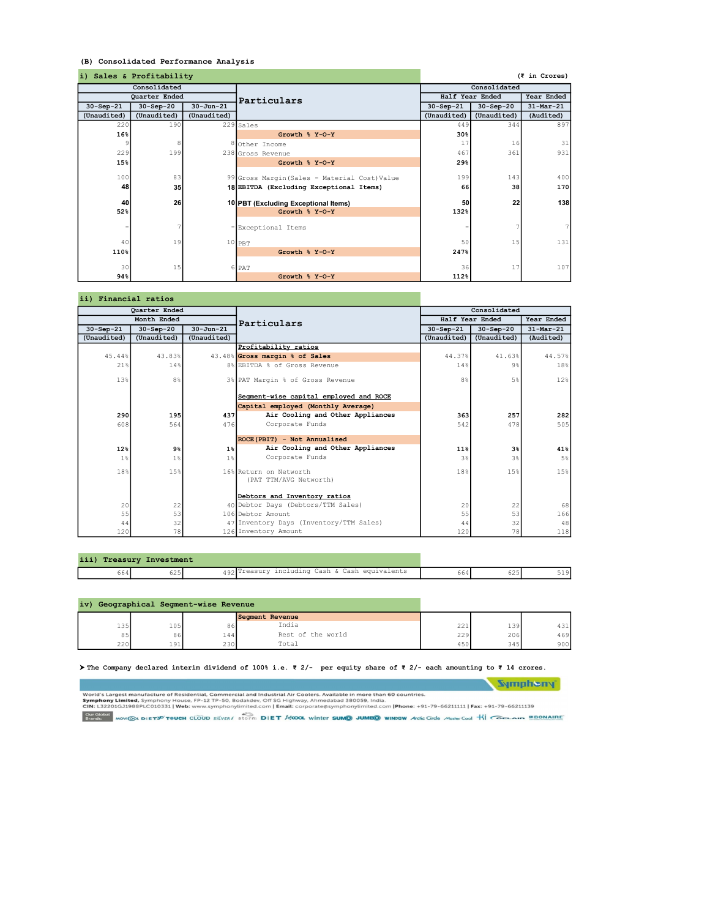## (B) Consolidated Performance Analysis

### i) Sales & Profitability

(₹ in Crores)

| Consolidated | | | Particulars | Consolidated | | |
|---|---|---|---|---|---|---|
| Quarter Ended | | | | Half Year Ended | | Year Ended |
| 30-Sep-21 | 30-Sep-20 | 30-Jun-21 | | 30-Sep-21 | 30-Sep-20 | 31-Mar-21 |
| (Unaudited) | (Unaudited) | (Unaudited) | | (Unaudited) | (Unaudited) | (Audited) |
| 220 | 190 | 229 | Sales | 449 | 344 | 897 |
| **16%** | | | **Growth % Y-O-Y** | **30%** | | |
| 9 | 8 | 8 | Other Income | 17 | 16 | 31 |
| 229 | 199 | 238 | Gross Revenue | 467 | 361 | 931 |
| **15%** | | | **Growth % Y-O-Y** | **29%** | | |
| 100 | 83 | 99 | Gross Margin(Sales - Material Cost)Value | 199 | 143 | 400 |
| **48** | **35** | **18** | **EBITDA (Excluding Exceptional Items)** | **66** | **38** | **170** |
| **40** | **26** | **10** | **PBT (Excluding Exceptional Items)** | **50** | **22** | **138** |
| **52%** | | | **Growth % Y-O-Y** | **132%** | | |
| - | 7 | - | Exceptional Items | - | 7 | 7 |
| 40 | 19 | 10 | PBT | 50 | 15 | 131 |
| **110%** | | | **Growth % Y-O-Y** | **247%** | | |
| 30 | 15 | 6 | PAT | 36 | 17 | 107 |
| **94%** | | | **Growth % Y-O-Y** | **112%** | | |

### ii) Financial ratios

| Quarter Ended | | | Particulars | Consolidated | | |
|---|---|---|---|---|---|---|
| Month Ended | | | | Half Year Ended | | Year Ended |
| 30-Sep-21 | 30-Sep-20 | 30-Jun-21 | | 30-Sep-21 | 30-Sep-20 | 31-Mar-21 |
| (Unaudited) | (Unaudited) | (Unaudited) | | (Unaudited) | (Unaudited) | (Audited) |
| | | | **Profitability ratios** | | | |
| 45.44% | 43.83% | 43.48% | **Gross margin % of Sales** | 44.37% | 41.63% | 44.57% |
| 21% | 14% | 8% | EBITDA % of Gross Revenue | 14% | 9% | 18% |
| 13% | 8% | 3% | PAT Margin % of Gross Revenue | 8% | 5% | 12% |
| | | | **Segment-wise capital employed and ROCE** | | | |
| | | | **Capital employed (Monthly Average)** | | | |
| **290** | **195** | **437** | **Air Cooling and Other Appliances** | **363** | **257** | **282** |
| 608 | 564 | 476 | Corporate Funds | 542 | 478 | 505 |
| | | | **ROCE(PBIT) - Not Annualised** | | | |
| **12%** | **9%** | **1%** | **Air Cooling and Other Appliances** | **11%** | **3%** | **41%** |
| 1% | 1% | 1% | Corporate Funds | 3% | 3% | 5% |
| 18% | 15% | 16% | Return on Networth (PAT TTM/AVG Networth) | 18% | 15% | 15% |
| | | | **Debtors and Inventory ratios** | | | |
| 20 | 22 | 40 | Debtor Days (Debtors/TTM Sales) | 20 | 22 | 68 |
| 55 | 53 | 106 | Debtor Amount | 55 | 53 | 166 |
| 44 | 32 | 47 | Inventory Days (Inventory/TTM Sales) | 44 | 32 | 48 |
| 120 | 78 | 126 | Inventory Amount | 120 | 78 | 118 |

### iii) Treasury Investment

| | | | | | | |
|---|---|---|---|---|---|---|
| 664 | 625 | 492 | Treasury including Cash & Cash equivalents | 664 | 625 | 519 |

### iv) Geographical Segment-wise Revenue

| | | | | | | |
|---|---|---|---|---|---|---|
| | | | **Segment Revenue** | | | |
| 135 | 105 | 86 | India | 221 | 139 | 431 |
| 85 | 86 | 144 | Rest of the world | 229 | 206 | 469 |
| 220 | 191 | 230 | Total | 450 | 345 | 900 |

➤ The Company declared interim dividend of 100% i.e. ₹ 2/- per equity share of ₹ 2/- each amounting to ₹ 14 crores.

Symphony

World's Largest manufacture of Residential, Commercial and Industrial Air Coolers. Available in more than 60 countries.
Symphony Limited, Symphony House, FP-12 TP-50, Bodakdev, Off SG Highway, Ahmedabad 380059, India.
CIN: L32201GJ1988PLC010331 | Web: www.symphonylimited.com | Email: corporate@symphonylimited.com | Phone: +91-79-66211111 | Fax: +91-79-66211139

Our Global Brands: MOVICOOL DiET3D TOUCH CLOUD SILVER STORM DiET KCOOL winter SUMO JUMBO WINDOW Arctic Circle Master Cool KI GELAIR BONAIRE